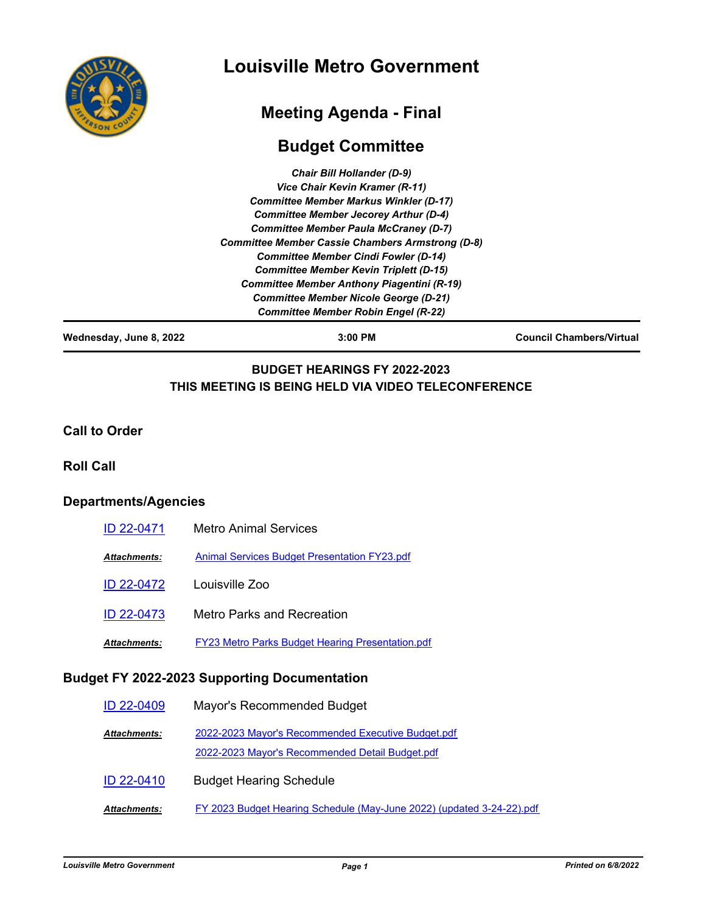# Louisville Metro Government

## Meeting Agenda - Final

## Budget Committee

*Chair Bill Hollander (D-9)*
*Vice Chair Kevin Kramer (R-11)*
*Committee Member Markus Winkler (D-17)*
*Committee Member Jecorey Arthur (D-4)*
*Committee Member Paula McCraney (D-7)*
*Committee Member Cassie Chambers Armstrong (D-8)*
*Committee Member Cindi Fowler (D-14)*
*Committee Member Kevin Triplett (D-15)*
*Committee Member Anthony Piagentini (R-19)*
*Committee Member Nicole George (D-21)*
*Committee Member Robin Engel (R-22)*

**Wednesday, June 8, 2022** | **3:00 PM** | **Council Chambers/Virtual**

**BUDGET HEARINGS FY 2022-2023**
**THIS MEETING IS BEING HELD VIA VIDEO TELECONFERENCE**

## Call to Order

## Roll Call

## Departments/Agencies

ID 22-0471 Metro Animal Services

*Attachments:* Animal Services Budget Presentation FY23.pdf

ID 22-0472 Louisville Zoo

ID 22-0473 Metro Parks and Recreation

*Attachments:* FY23 Metro Parks Budget Hearing Presentation.pdf

## Budget FY 2022-2023 Supporting Documentation

ID 22-0409 Mayor's Recommended Budget

*Attachments:* 2022-2023 Mayor's Recommended Executive Budget.pdf
2022-2023 Mayor's Recommended Detail Budget.pdf

ID 22-0410 Budget Hearing Schedule

*Attachments:* FY 2023 Budget Hearing Schedule (May-June 2022) (updated 3-24-22).pdf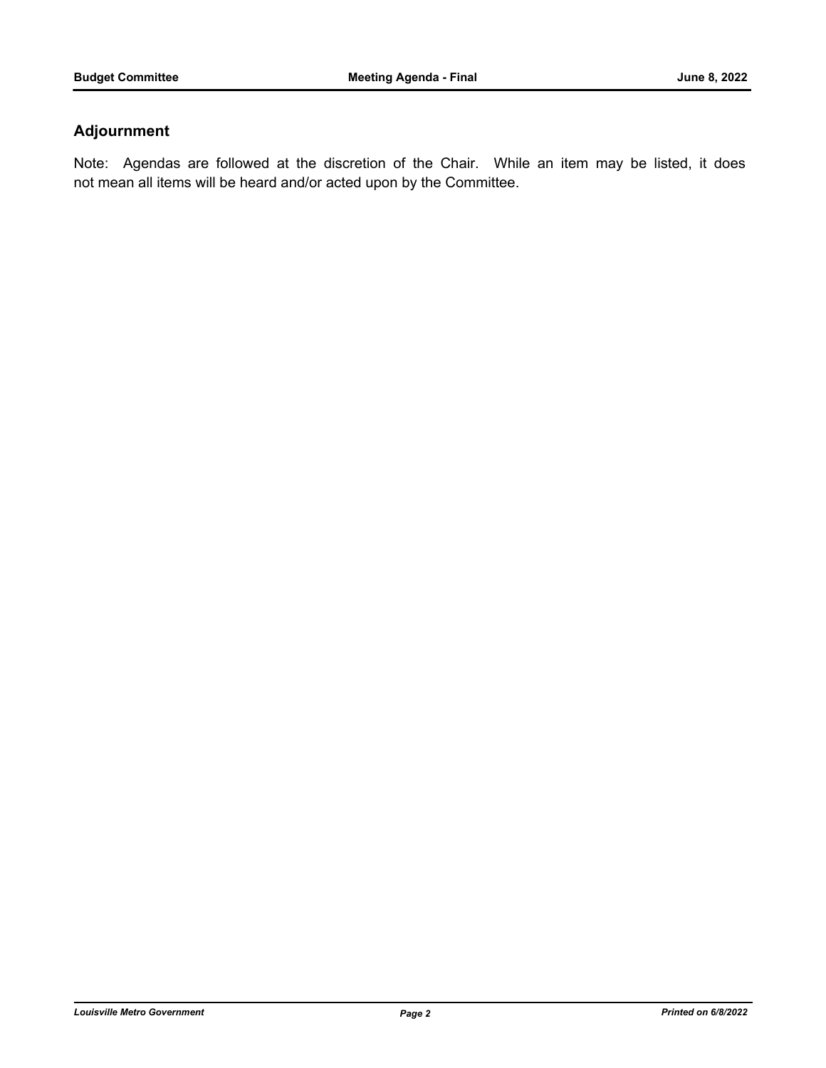## Adjournment

Note: Agendas are followed at the discretion of the Chair. While an item may be listed, it does not mean all items will be heard and/or acted upon by the Committee.